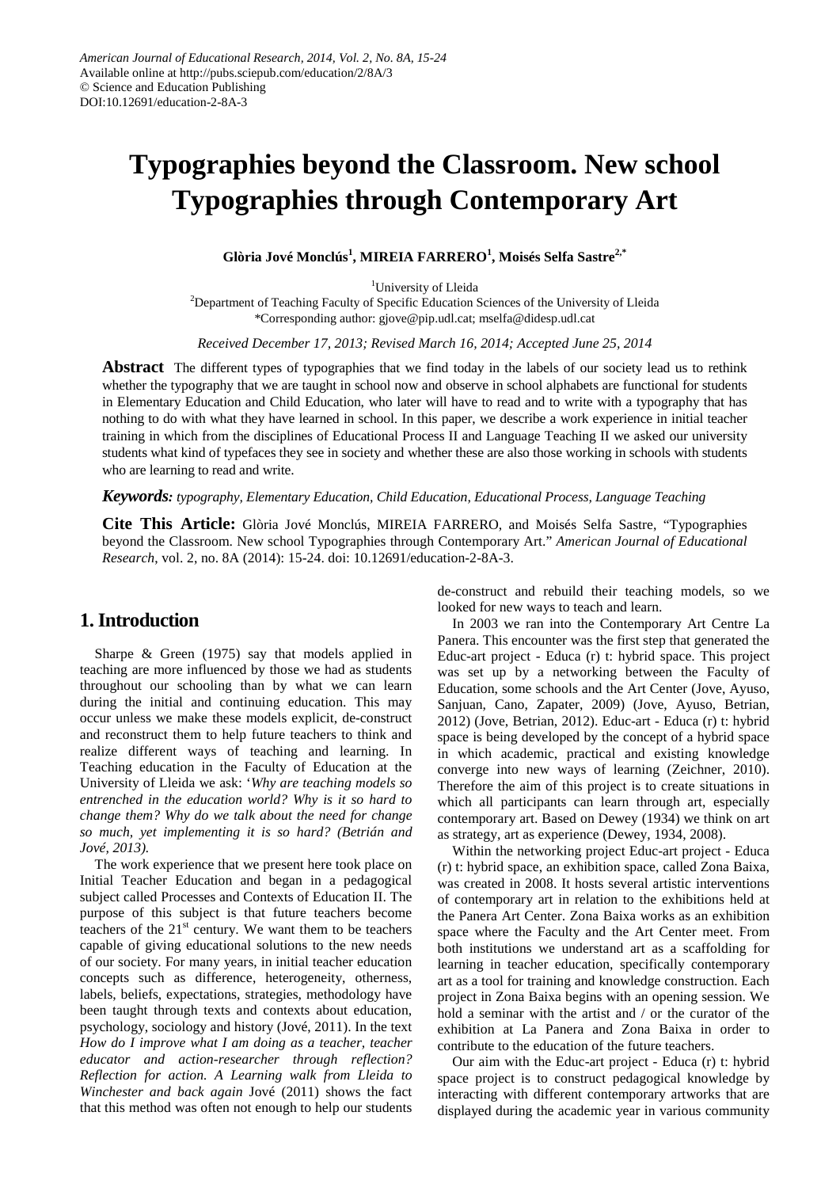*American Journal of Educational Research, 2014, Vol. 2, No. 8A, 15-24*
Available online at http://pubs.sciepub.com/education/2/8A/3
© Science and Education Publishing
DOI:10.12691/education-2-8A-3

# Typographies beyond the Classroom. New school Typographies through Contemporary Art

**Glòria Jové Monclús[1], MIREIA FARRERO[1], Moisés Selfa Sastre[2,*]**

[1]University of Lleida
[2]Department of Teaching Faculty of Specific Education Sciences of the University of Lleida
*Corresponding author: gjove@pip.udl.cat; mselfa@didesp.udl.cat

*Received December 17, 2013; Revised March 16, 2014; Accepted June 25, 2014*

**Abstract** The different types of typographies that we find today in the labels of our society lead us to rethink whether the typography that we are taught in school now and observe in school alphabets are functional for students in Elementary Education and Child Education, who later will have to read and to write with a typography that has nothing to do with what they have learned in school. In this paper, we describe a work experience in initial teacher training in which from the disciplines of Educational Process II and Language Teaching II we asked our university students what kind of typefaces they see in society and whether these are also those working in schools with students who are learning to read and write.

***Keywords:*** *typography, Elementary Education, Child Education, Educational Process, Language Teaching*

**Cite This Article:** Glòria Jové Monclús, MIREIA FARRERO, and Moisés Selfa Sastre, "Typographies beyond the Classroom. New school Typographies through Contemporary Art." *American Journal of Educational Research*, vol. 2, no. 8A (2014): 15-24. doi: 10.12691/education-2-8A-3.

## 1. Introduction

Sharpe & Green (1975) say that models applied in teaching are more influenced by those we had as students throughout our schooling than by what we can learn during the initial and continuing education. This may occur unless we make these models explicit, de-construct and reconstruct them to help future teachers to think and realize different ways of teaching and learning. In Teaching education in the Faculty of Education at the University of Lleida we ask: '*Why are teaching models so entrenched in the education world? Why is it so hard to change them? Why do we talk about the need for change so much, yet implementing it is so hard? (Betrián and Jové, 2013).*

The work experience that we present here took place on Initial Teacher Education and began in a pedagogical subject called Processes and Contexts of Education II. The purpose of this subject is that future teachers become teachers of the 21st century. We want them to be teachers capable of giving educational solutions to the new needs of our society. For many years, in initial teacher education concepts such as difference, heterogeneity, otherness, labels, beliefs, expectations, strategies, methodology have been taught through texts and contexts about education, psychology, sociology and history (Jové, 2011). In the text *How do I improve what I am doing as a teacher, teacher educator and action-researcher through reflection? Reflection for action. A Learning walk from Lleida to Winchester and back again* Jové (2011) shows the fact that this method was often not enough to help our students de-construct and rebuild their teaching models, so we looked for new ways to teach and learn.

In 2003 we ran into the Contemporary Art Centre La Panera. This encounter was the first step that generated the Educ-art project - Educa (r) t: hybrid space. This project was set up by a networking between the Faculty of Education, some schools and the Art Center (Jove, Ayuso, Sanjuan, Cano, Zapater, 2009) (Jove, Ayuso, Betrian, 2012) (Jove, Betrian, 2012). Educ-art - Educa (r) t: hybrid space is being developed by the concept of a hybrid space in which academic, practical and existing knowledge converge into new ways of learning (Zeichner, 2010). Therefore the aim of this project is to create situations in which all participants can learn through art, especially contemporary art. Based on Dewey (1934) we think on art as strategy, art as experience (Dewey, 1934, 2008).

Within the networking project Educ-art project - Educa (r) t: hybrid space, an exhibition space, called Zona Baixa, was created in 2008. It hosts several artistic interventions of contemporary art in relation to the exhibitions held at the Panera Art Center. Zona Baixa works as an exhibition space where the Faculty and the Art Center meet. From both institutions we understand art as a scaffolding for learning in teacher education, specifically contemporary art as a tool for training and knowledge construction. Each project in Zona Baixa begins with an opening session. We hold a seminar with the artist and / or the curator of the exhibition at La Panera and Zona Baixa in order to contribute to the education of the future teachers.

Our aim with the Educ-art project - Educa (r) t: hybrid space project is to construct pedagogical knowledge by interacting with different contemporary artworks that are displayed during the academic year in various community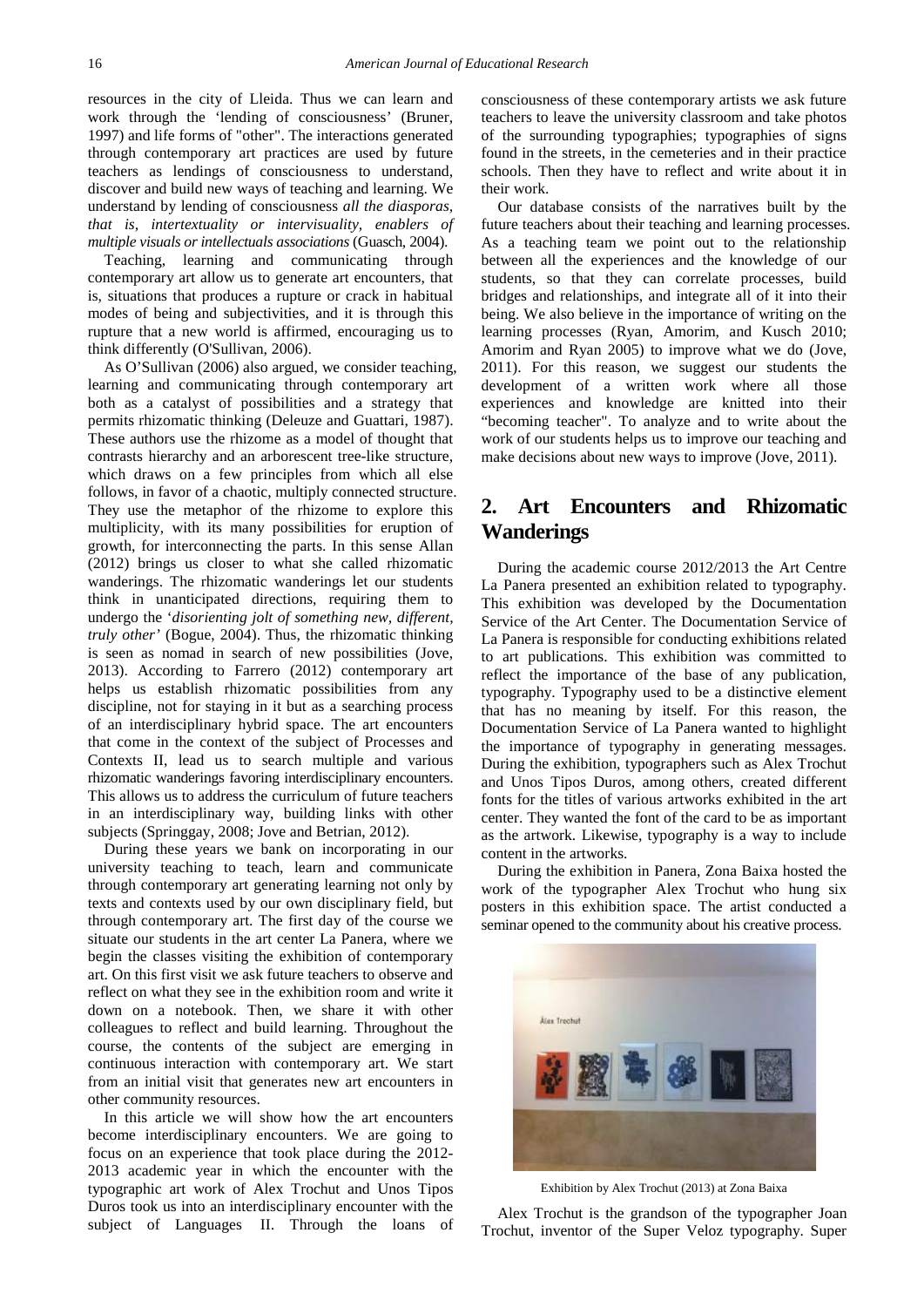resources in the city of Lleida. Thus we can learn and work through the 'lending of consciousness' (Bruner, 1997) and life forms of "other". The interactions generated through contemporary art practices are used by future teachers as lendings of consciousness to understand, discover and build new ways of teaching and learning. We understand by lending of consciousness *all the diasporas, that is, intertextuality or intervisuality, enablers of multiple visuals or intellectuals associations* (Guasch, 2004).

Teaching, learning and communicating through contemporary art allow us to generate art encounters, that is, situations that produces a rupture or crack in habitual modes of being and subjectivities, and it is through this rupture that a new world is affirmed, encouraging us to think differently (O'Sullivan, 2006).

As O'Sullivan (2006) also argued, we consider teaching, learning and communicating through contemporary art both as a catalyst of possibilities and a strategy that permits rhizomatic thinking (Deleuze and Guattari, 1987). These authors use the rhizome as a model of thought that contrasts hierarchy and an arborescent tree-like structure, which draws on a few principles from which all else follows, in favor of a chaotic, multiply connected structure. They use the metaphor of the rhizome to explore this multiplicity, with its many possibilities for eruption of growth, for interconnecting the parts. In this sense Allan (2012) brings us closer to what she called rhizomatic wanderings. The rhizomatic wanderings let our students think in unanticipated directions, requiring them to undergo the '*disorienting jolt of something new, different, truly other*' (Bogue, 2004). Thus, the rhizomatic thinking is seen as nomad in search of new possibilities (Jove, 2013). According to Farrero (2012) contemporary art helps us establish rhizomatic possibilities from any discipline, not for staying in it but as a searching process of an interdisciplinary hybrid space. The art encounters that come in the context of the subject of Processes and Contexts II, lead us to search multiple and various rhizomatic wanderings favoring interdisciplinary encounters. This allows us to address the curriculum of future teachers in an interdisciplinary way, building links with other subjects (Springgay, 2008; Jove and Betrian, 2012).

During these years we bank on incorporating in our university teaching to teach, learn and communicate through contemporary art generating learning not only by texts and contexts used by our own disciplinary field, but through contemporary art. The first day of the course we situate our students in the art center La Panera, where we begin the classes visiting the exhibition of contemporary art. On this first visit we ask future teachers to observe and reflect on what they see in the exhibition room and write it down on a notebook. Then, we share it with other colleagues to reflect and build learning. Throughout the course, the contents of the subject are emerging in continuous interaction with contemporary art. We start from an initial visit that generates new art encounters in other community resources.

In this article we will show how the art encounters become interdisciplinary encounters. We are going to focus on an experience that took place during the 2012-2013 academic year in which the encounter with the typographic art work of Alex Trochut and Unos Tipos Duros took us into an interdisciplinary encounter with the subject of Languages II. Through the loans of consciousness of these contemporary artists we ask future teachers to leave the university classroom and take photos of the surrounding typographies; typographies of signs found in the streets, in the cemeteries and in their practice schools. Then they have to reflect and write about it in their work.

Our database consists of the narratives built by the future teachers about their teaching and learning processes. As a teaching team we point out to the relationship between all the experiences and the knowledge of our students, so that they can correlate processes, build bridges and relationships, and integrate all of it into their being. We also believe in the importance of writing on the learning processes (Ryan, Amorim, and Kusch 2010; Amorim and Ryan 2005) to improve what we do (Jove, 2011). For this reason, we suggest our students the development of a written work where all those experiences and knowledge are knitted into their "becoming teacher". To analyze and to write about the work of our students helps us to improve our teaching and make decisions about new ways to improve (Jove, 2011).

## 2. Art Encounters and Rhizomatic Wanderings

During the academic course 2012/2013 the Art Centre La Panera presented an exhibition related to typography. This exhibition was developed by the Documentation Service of the Art Center. The Documentation Service of La Panera is responsible for conducting exhibitions related to art publications. This exhibition was committed to reflect the importance of the base of any publication, typography. Typography used to be a distinctive element that has no meaning by itself. For this reason, the Documentation Service of La Panera wanted to highlight the importance of typography in generating messages. During the exhibition, typographers such as Alex Trochut and Unos Tipos Duros, among others, created different fonts for the titles of various artworks exhibited in the art center. They wanted the font of the card to be as important as the artwork. Likewise, typography is a way to include content in the artworks.

During the exhibition in Panera, Zona Baixa hosted the work of the typographer Alex Trochut who hung six posters in this exhibition space. The artist conducted a seminar opened to the community about his creative process.

Exhibition by Alex Trochut (2013) at Zona Baixa

Alex Trochut is the grandson of the typographer Joan Trochut, inventor of the Super Veloz typography. Super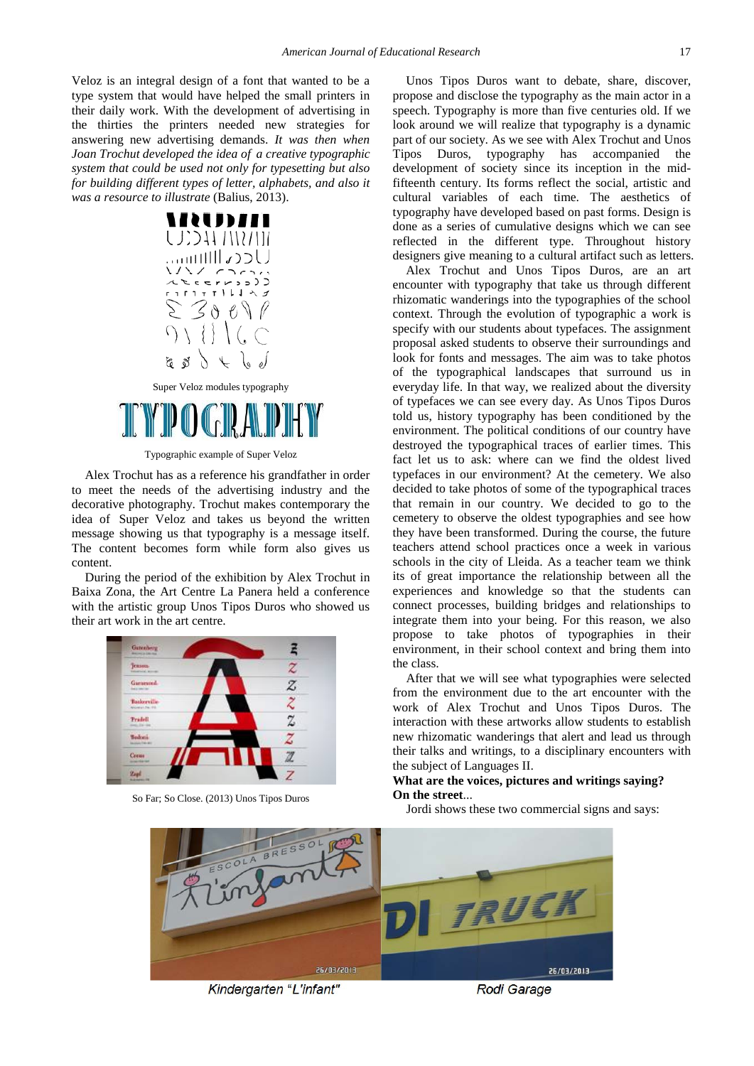Veloz is an integral design of a font that wanted to be a type system that would have helped the small printers in their daily work. With the development of advertising in the thirties the printers needed new strategies for answering new advertising demands. *It was then when Joan Trochut developed the idea of a creative typographic system that could be used not only for typesetting but also for building different types of letter, alphabets, and also it was a resource to illustrate* (Balius, 2013).

Super Veloz modules typography

Typographic example of Super Veloz

Alex Trochut has as a reference his grandfather in order to meet the needs of the advertising industry and the decorative photography. Trochut makes contemporary the idea of Super Veloz and takes us beyond the written message showing us that typography is a message itself. The content becomes form while form also gives us content.

During the period of the exhibition by Alex Trochut in Baixa Zona, the Art Centre La Panera held a conference with the artistic group Unos Tipos Duros who showed us their art work in the art centre.

So Far; So Close. (2013) Unos Tipos Duros

Unos Tipos Duros want to debate, share, discover, propose and disclose the typography as the main actor in a speech. Typography is more than five centuries old. If we look around we will realize that typography is a dynamic part of our society. As we see with Alex Trochut and Unos Tipos Duros, typography has accompanied the development of society since its inception in the mid-fifteenth century. Its forms reflect the social, artistic and cultural variables of each time. The aesthetics of typography have developed based on past forms. Design is done as a series of cumulative designs which we can see reflected in the different type. Throughout history designers give meaning to a cultural artifact such as letters.

Alex Trochut and Unos Tipos Duros, are an art encounter with typography that take us through different rhizomatic wanderings into the typographies of the school context. Through the evolution of typographic a work is specify with our students about typefaces. The assignment proposal asked students to observe their surroundings and look for fonts and messages. The aim was to take photos of the typographical landscapes that surround us in everyday life. In that way, we realized about the diversity of typefaces we can see every day. As Unos Tipos Duros told us, history typography has been conditioned by the environment. The political conditions of our country have destroyed the typographical traces of earlier times. This fact let us to ask: where can we find the oldest lived typefaces in our environment? At the cemetery. We also decided to take photos of some of the typographical traces that remain in our country. We decided to go to the cemetery to observe the oldest typographies and see how they have been transformed. During the course, the future teachers attend school practices once a week in various schools in the city of Lleida. As a teacher team we think its of great importance the relationship between all the experiences and knowledge so that the students can connect processes, building bridges and relationships to integrate them into your being. For this reason, we also propose to take photos of typographies in their environment, in their school context and bring them into the class.

After that we will see what typographies were selected from the environment due to the art encounter with the work of Alex Trochut and Unos Tipos Duros. The interaction with these artworks allow students to establish new rhizomatic wanderings that alert and lead us through their talks and writings, to a disciplinary encounters with the subject of Languages II.

**What are the voices, pictures and writings saying?**

**On the street**...

Jordi shows these two commercial signs and says:

*Kindergarten "L'infant"* *Rodi Garage*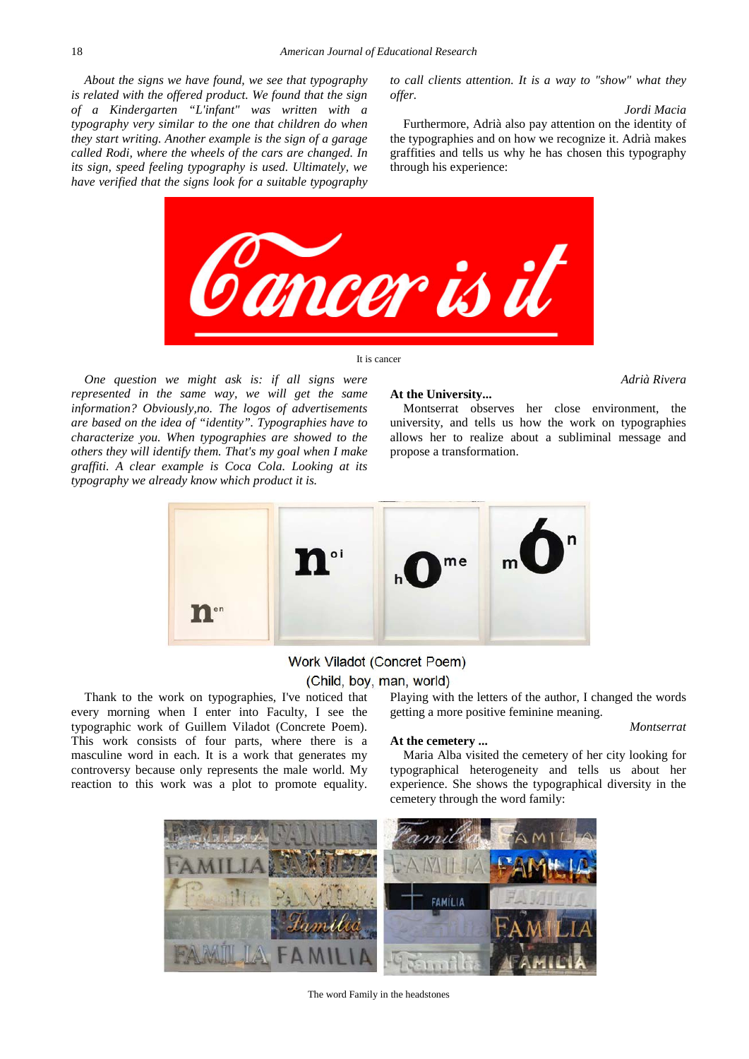*About the signs we have found, we see that typography is related with the offered product. We found that the sign of a Kindergarten "L'infant" was written with a typography very similar to the one that children do when they start writing. Another example is the sign of a garage called Rodi, where the wheels of the cars are changed. In its sign, speed feeling typography is used. Ultimately, we have verified that the signs look for a suitable typography to call clients attention. It is a way to "show" what they offer.*

*Jordi Macia*

Furthermore, Adrià also pay attention on the identity of the typographies and on how we recognize it. Adrià makes graffities and tells us why he has chosen this typography through his experience:

It is cancer

*One question we might ask is: if all signs were represented in the same way, we will get the same information? Obviously,no. The logos of advertisements are based on the idea of "identity". Typographies have to characterize you. When typographies are showed to the others they will identify them. That's my goal when I make graffiti. A clear example is Coca Cola. Looking at its typography we already know which product it is.*

*Adrià Rivera*

**At the University...**

Montserrat observes her close environment, the university, and tells us how the work on typographies allows her to realize about a subliminal message and propose a transformation.

Work Viladot (Concret Poem)
(Child, boy, man, world)

Thank to the work on typographies, I've noticed that every morning when I enter into Faculty, I see the typographic work of Guillem Viladot (Concrete Poem). This work consists of four parts, where there is a masculine word in each. It is a work that generates my controversy because only represents the male world. My reaction to this work was a plot to promote equality. Playing with the letters of the author, I changed the words getting a more positive feminine meaning.

*Montserrat*

**At the cemetery ...**

Maria Alba visited the cemetery of her city looking for typographical heterogeneity and tells us about her experience. She shows the typographical diversity in the cemetery through the word family:

The word Family in the headstones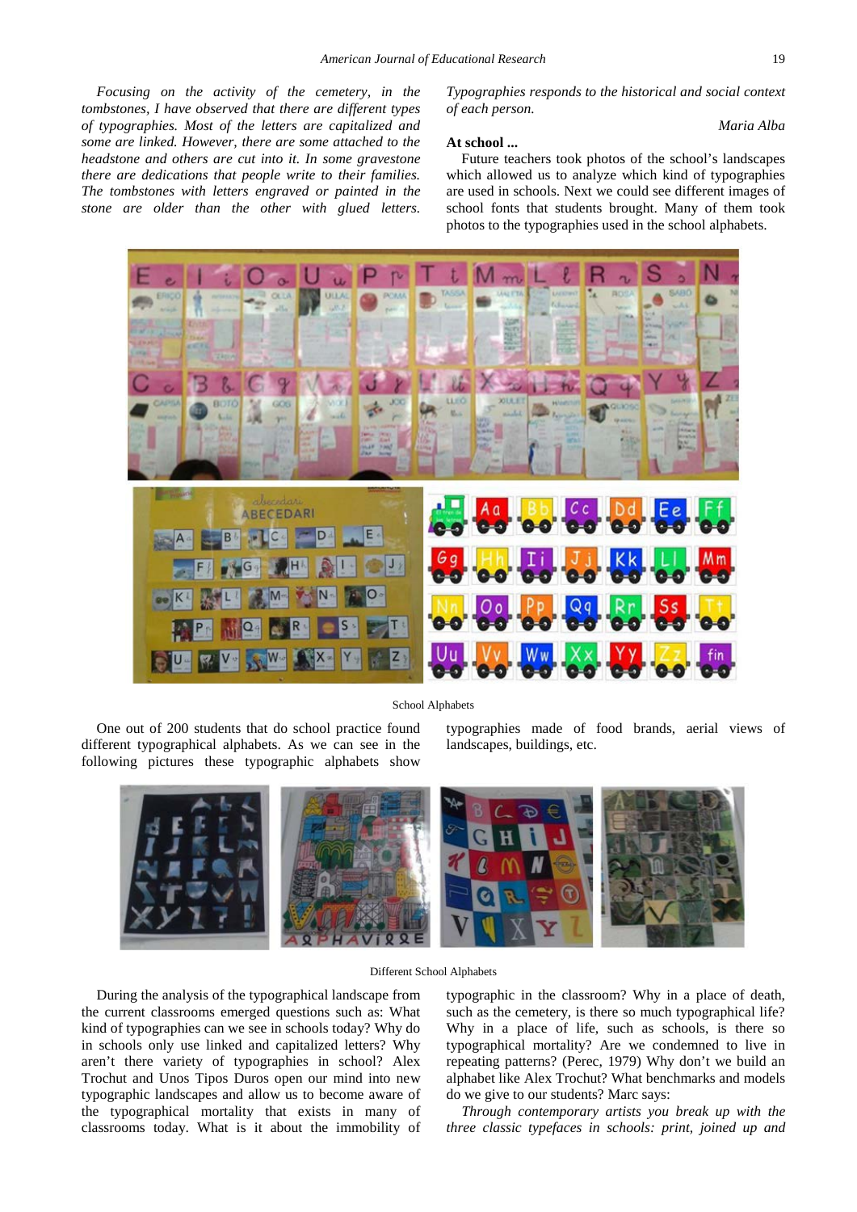*Focusing on the activity of the cemetery, in the tombstones, I have observed that there are different types of typographies. Most of the letters are capitalized and some are linked. However, there are some attached to the headstone and others are cut into it. In some gravestone there are dedications that people write to their families. The tombstones with letters engraved or painted in the stone are older than the other with glued letters. Typographies responds to the historical and social context of each person.*

*Maria Alba*

**At school ...**

Future teachers took photos of the school's landscapes which allowed us to analyze which kind of typographies are used in schools. Next we could see different images of school fonts that students brought. Many of them took photos to the typographies used in the school alphabets.

School Alphabets

One out of 200 students that do school practice found different typographical alphabets. As we can see in the following pictures these typographic alphabets show typographies made of food brands, aerial views of landscapes, buildings, etc.

Different School Alphabets

During the analysis of the typographical landscape from the current classrooms emerged questions such as: What kind of typographies can we see in schools today? Why do in schools only use linked and capitalized letters? Why aren't there variety of typographies in school? Alex Trochut and Unos Tipos Duros open our mind into new typographic landscapes and allow us to become aware of the typographical mortality that exists in many of classrooms today. What is it about the immobility of typographic in the classroom? Why in a place of death, such as the cemetery, is there so much typographical life? Why in a place of life, such as schools, is there so typographical mortality? Are we condemned to live in repeating patterns? (Perec, 1979) Why don't we build an alphabet like Alex Trochut? What benchmarks and models do we give to our students? Marc says:

*Through contemporary artists you break up with the three classic typefaces in schools: print, joined up and*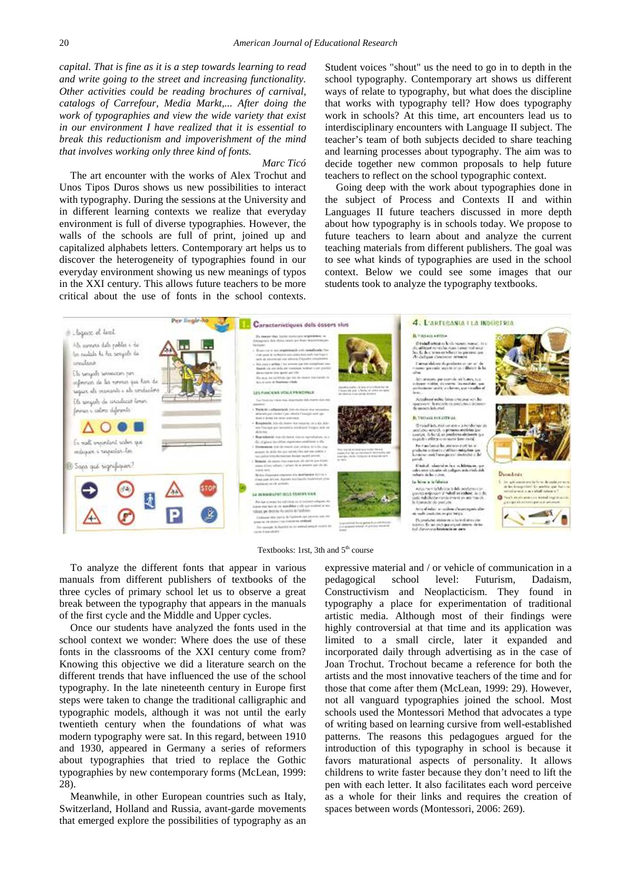*capital. That is fine as it is a step towards learning to read and write going to the street and increasing functionality. Other activities could be reading brochures of carnival, catalogs of Carrefour, Media Markt,... After doing the work of typographies and view the wide variety that exist in our environment I have realized that it is essential to break this reductionism and impoverishment of the mind that involves working only three kind of fonts.*

*Marc Ticó*

The art encounter with the works of Alex Trochut and Unos Tipos Duros shows us new possibilities to interact with typography. During the sessions at the University and in different learning contexts we realize that everyday environment is full of diverse typographies. However, the walls of the schools are full of print, joined up and capitalized alphabets letters. Contemporary art helps us to discover the heterogeneity of typographies found in our everyday environment showing us new meanings of typos in the XXI century. This allows future teachers to be more critical about the use of fonts in the school contexts. Student voices "shout" us the need to go in to depth in the school typography. Contemporary art shows us different ways of relate to typography, but what does the discipline that works with typography tell? How does typography work in schools? At this time, art encounters lead us to interdisciplinary encounters with Language II subject. The teacher's team of both subjects decided to share teaching and learning processes about typography. The aim was to decide together new common proposals to help future teachers to reflect on the school typographic context.

Going deep with the work about typographies done in the subject of Process and Contexts II and within Languages II future teachers discussed in more depth about how typography is in schools today. We propose to future teachers to learn about and analyze the current teaching materials from different publishers. The goal was to see what kinds of typographies are used in the school context. Below we could see some images that our students took to analyze the typography textbooks.

Textbooks: 1rst, 3th and 5th course

To analyze the different fonts that appear in various manuals from different publishers of textbooks of the three cycles of primary school let us to observe a great break between the typography that appears in the manuals of the first cycle and the Middle and Upper cycles.

Once our students have analyzed the fonts used in the school context we wonder: Where does the use of these fonts in the classrooms of the XXI century come from? Knowing this objective we did a literature search on the different trends that have influenced the use of the school typography. In the late nineteenth century in Europe first steps were taken to change the traditional calligraphic and typographic models, although it was not until the early twentieth century when the foundations of what was modern typography were sat. In this regard, between 1910 and 1930, appeared in Germany a series of reformers about typographies that tried to replace the Gothic typographies by new contemporary forms (McLean, 1999: 28).

Meanwhile, in other European countries such as Italy, Switzerland, Holland and Russia, avant-garde movements that emerged explore the possibilities of typography as an expressive material and / or vehicle of communication in a pedagogical school level: Futurism, Dadaism, Constructivism and Neoplacticism. They found in typography a place for experimentation of traditional artistic media. Although most of their findings were highly controversial at that time and its application was limited to a small circle, later it expanded and incorporated daily through advertising as in the case of Joan Trochut. Trochut became a reference for both the artists and the most innovative teachers of the time and for those that come after them (McLean, 1999: 29). However, not all vanguard typographies joined the school. Most schools used the Montessori Method that advocates a type of writing based on learning cursive from well-established patterns. The reasons this pedagogues argued for the introduction of this typography in school is because it favors maturational aspects of personality. It allows childrens to write faster because they don't need to lift the pen with each letter. It also facilitates each word perceive as a whole for their links and requires the creation of spaces between words (Montessori, 2006: 269).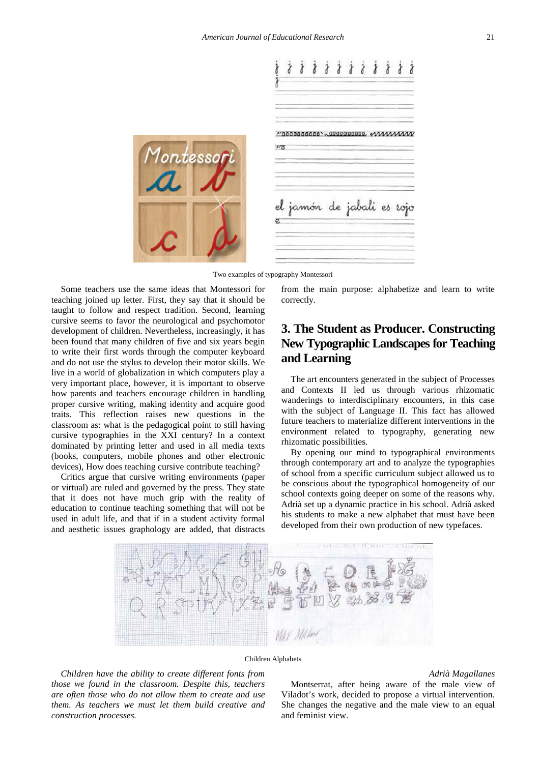Two examples of typography Montessori

Some teachers use the same ideas that Montessori for teaching joined up letter. First, they say that it should be taught to follow and respect tradition. Second, learning cursive seems to favor the neurological and psychomotor development of children. Nevertheless, increasingly, it has been found that many children of five and six years begin to write their first words through the computer keyboard and do not use the stylus to develop their motor skills. We live in a world of globalization in which computers play a very important place, however, it is important to observe how parents and teachers encourage children in handling proper cursive writing, making identity and acquire good traits. This reflection raises new questions in the classroom as: what is the pedagogical point to still having cursive typographies in the XXI century? In a context dominated by printing letter and used in all media texts (books, computers, mobile phones and other electronic devices), How does teaching cursive contribute teaching?

Critics argue that cursive writing environments (paper or virtual) are ruled and governed by the press. They state that it does not have much grip with the reality of education to continue teaching something that will not be used in adult life, and that if in a student activity formal and aesthetic issues graphology are added, that distracts from the main purpose: alphabetize and learn to write correctly.

## 3. The Student as Producer. Constructing New Typographic Landscapes for Teaching and Learning

The art encounters generated in the subject of Processes and Contexts II led us through various rhizomatic wanderings to interdisciplinary encounters, in this case with the subject of Language II. This fact has allowed future teachers to materialize different interventions in the environment related to typography, generating new rhizomatic possibilities.

By opening our mind to typographical environments through contemporary art and to analyze the typographies of school from a specific curriculum subject allowed us to be conscious about the typographical homogeneity of our school contexts going deeper on some of the reasons why. Adrià set up a dynamic practice in his school. Adrià asked his students to make a new alphabet that must have been developed from their own production of new typefaces.

Children Alphabets

*Children have the ability to create different fonts from those we found in the classroom. Despite this, teachers are often those who do not allow them to create and use them. As teachers we must let them build creative and construction processes.*

*Adrià Magallanes*

Montserrat, after being aware of the male view of Viladot's work, decided to propose a virtual intervention. She changes the negative and the male view to an equal and feminist view.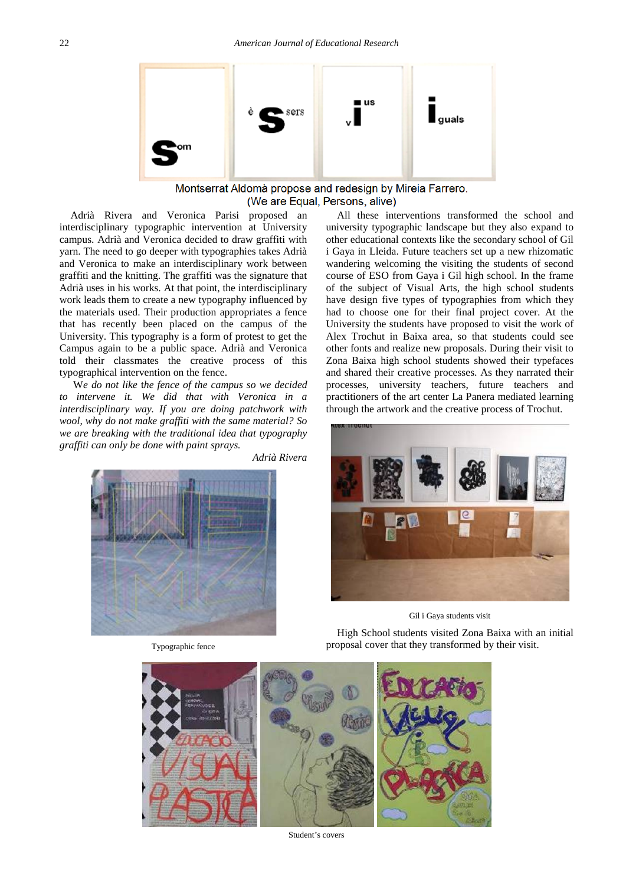Montserrat Aldomà propose and redesign by Mireia Farrero.
(We are Equal, Persons, alive)

Adrià Rivera and Veronica Parisi proposed an interdisciplinary typographic intervention at University campus. Adrià and Veronica decided to draw graffiti with yarn. The need to go deeper with typographies takes Adrià and Veronica to make an interdisciplinary work between graffiti and the knitting. The graffiti was the signature that Adrià uses in his works. At that point, the interdisciplinary work leads them to create a new typography influenced by the materials used. Their production appropriates a fence that has recently been placed on the campus of the University. This typography is a form of protest to get the Campus again to be a public space. Adrià and Veronica told their classmates the creative process of this typographical intervention on the fence.

*We do not like the fence of the campus so we decided to intervene it. We did that with Veronica in a interdisciplinary way. If you are doing patchwork with wool, why do not make graffiti with the same material? So we are breaking with the traditional idea that typography graffiti can only be done with paint sprays.*

*Adrià Rivera*

Typographic fence

All these interventions transformed the school and university typographic landscape but they also expand to other educational contexts like the secondary school of Gil i Gaya in Lleida. Future teachers set up a new rhizomatic wandering welcoming the visiting the students of second course of ESO from Gaya i Gil high school. In the frame of the subject of Visual Arts, the high school students have design five types of typographies from which they had to choose one for their final project cover. At the University the students have proposed to visit the work of Alex Trochut in Baixa area, so that students could see other fonts and realize new proposals. During their visit to Zona Baixa high school students showed their typefaces and shared their creative processes. As they narrated their processes, university teachers, future teachers and practitioners of the art center La Panera mediated learning through the artwork and the creative process of Trochut.

Gil i Gaya students visit

High School students visited Zona Baixa with an initial proposal cover that they transformed by their visit.

Student's covers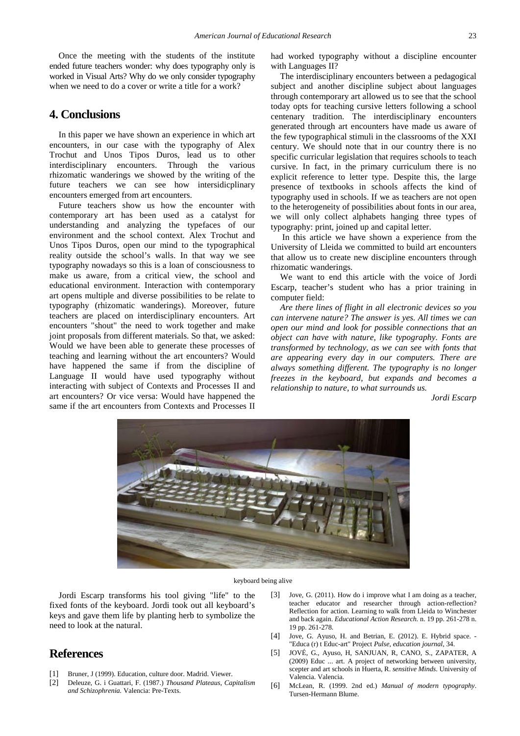Once the meeting with the students of the institute ended future teachers wonder: why does typography only is worked in Visual Arts? Why do we only consider typography when we need to do a cover or write a title for a work?

## 4. Conclusions

In this paper we have shown an experience in which art encounters, in our case with the typography of Alex Trochut and Unos Tipos Duros, lead us to other interdisciplinary encounters. Through the various rhizomatic wanderings we showed by the writing of the future teachers we can see how intersidicplinary encounters emerged from art encounters.

Future teachers show us how the encounter with contemporary art has been used as a catalyst for understanding and analyzing the typefaces of our environment and the school context. Alex Trochut and Unos Tipos Duros, open our mind to the typographical reality outside the school's walls. In that way we see typography nowadays so this is a loan of consciousness to make us aware, from a critical view, the school and educational environment. Interaction with contemporary art opens multiple and diverse possibilities to be relate to typography (rhizomatic wanderings). Moreover, future teachers are placed on interdisciplinary encounters. Art encounters "shout" the need to work together and make joint proposals from different materials. So that, we asked: Would we have been able to generate these processes of teaching and learning without the art encounters? Would have happened the same if from the discipline of Language II would have used typography without interacting with subject of Contexts and Processes II and art encounters? Or vice versa: Would have happened the same if the art encounters from Contexts and Processes II had worked typography without a discipline encounter with Languages II?

The interdisciplinary encounters between a pedagogical subject and another discipline subject about languages through contemporary art allowed us to see that the school today opts for teaching cursive letters following a school centenary tradition. The interdisciplinary encounters generated through art encounters have made us aware of the few typographical stimuli in the classrooms of the XXI century. We should note that in our country there is no specific curricular legislation that requires schools to teach cursive. In fact, in the primary curriculum there is no explicit reference to letter type. Despite this, the large presence of textbooks in schools affects the kind of typography used in schools. If we as teachers are not open to the heterogeneity of possibilities about fonts in our area, we will only collect alphabets hanging three types of typography: print, joined up and capital letter.

In this article we have shown a experience from the University of Lleida we committed to build art encounters that allow us to create new discipline encounters through rhizomatic wanderings.

We want to end this article with the voice of Jordi Escarp, teacher's student who has a prior training in computer field:

*Are there lines of flight in all electronic devices so you can intervene nature? The answer is yes. All times we can open our mind and look for possible connections that an object can have with nature, like typography. Fonts are transformed by technology, as we can see with fonts that are appearing every day in our computers. There are always something different. The typography is no longer freezes in the keyboard, but expands and becomes a relationship to nature, to what surrounds us.*

*Jordi Escarp*

keyboard being alive

Jordi Escarp transforms his tool giving "life" to the fixed fonts of the keyboard. Jordi took out all keyboard's keys and gave them life by planting herb to symbolize the need to look at the natural.

## References

[1] Bruner, J (1999). Education, culture door. Madrid. Viewer.

[2] Deleuze, G. i Guattari, F. (1987.) *Thousand Plateaus, Capitalism and Schizophrenia.* Valencia: Pre-Texts.

[3] Jove, G. (2011). How do i improve what I am doing as a teacher, teacher educator and researcher through action-reflection? Reflection for action. Learning to walk from Lleida to Winchester and back again. *Educational Action Research.* n. 19 pp. 261-278 n. 19 pp. 261-278.

[4] Jove, G. Ayuso, H. and Betrian, E. (2012). E. Hybrid space. - "Educa (r) t Educ-art" Project *Pulse, education journal*, 34.

[5] JOVÉ, G., Ayuso, H, SANJUAN, R, CANO, S., ZAPATER, A (2009) Educ ... art. A project of networking between university, scepter and art schools in Huerta, R. *sensitive Minds*. University of Valencia. Valencia.

[6] McLean, R. (1999. 2nd ed.) *Manual of modern typography*. Tursen-Hermann Blume.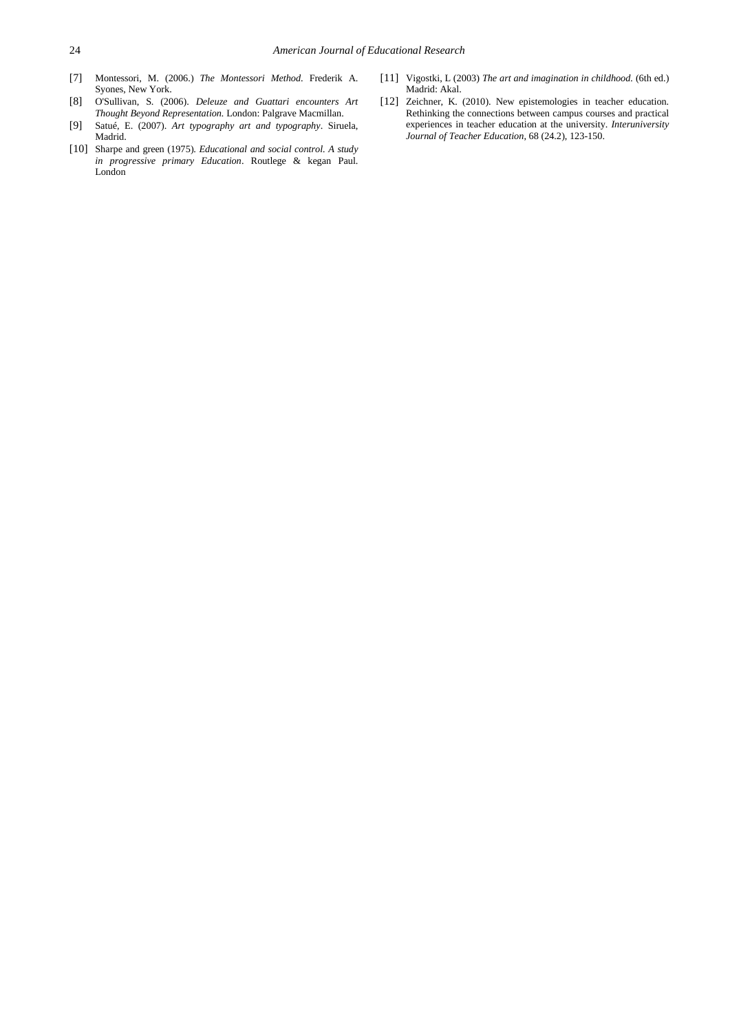[7] Montessori, M. (2006.) *The Montessori Method*. Frederik A. Syones, New York.

[8] O'Sullivan, S. (2006). *Deleuze and Guattari encounters Art Thought Beyond Representation.* London: Palgrave Macmillan.

[9] Satué, E. (2007). *Art typography art and typography*. Siruela, Madrid.

[10] Sharpe and green (1975). *Educational and social control. A study in progressive primary Education*. Routlege & kegan Paul. London

[11] Vigostki, L (2003) *The art and imagination in childhood.* (6th ed.) Madrid: Akal.

[12] Zeichner, K. (2010). New epistemologies in teacher education. Rethinking the connections between campus courses and practical experiences in teacher education at the university. *Interuniversity Journal of Teacher Education*, 68 (24.2), 123-150.